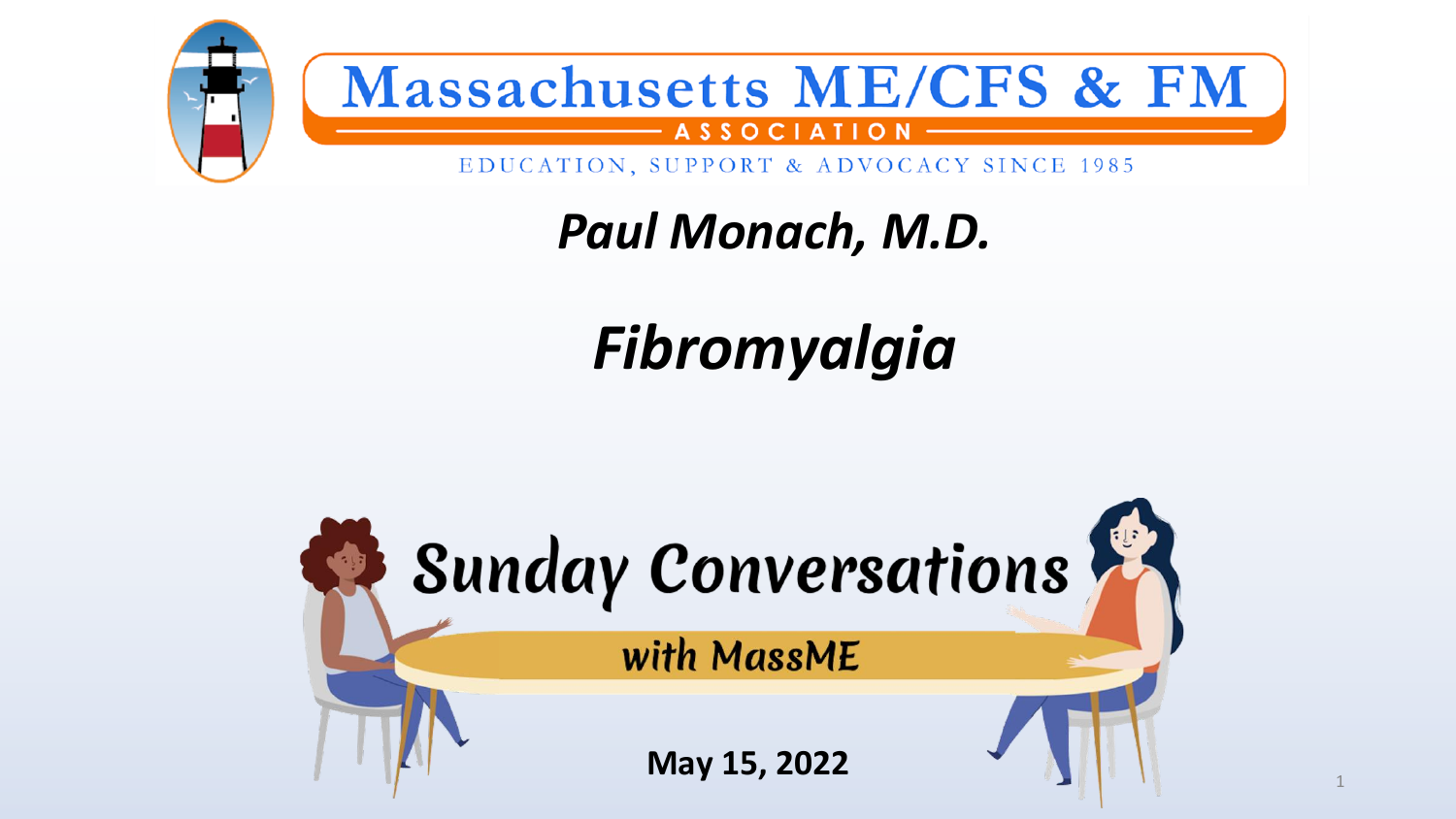# Massachusetts ME/CFS & FM

**ASSOCIATION**

EDUCATION, SUPPORT & ADVOCACY SINCE 1985

## *Paul Monach, M.D.*

# *Fibromyalgia*

**Sunday Conversations**

**with MassME**

**May 15, 2022**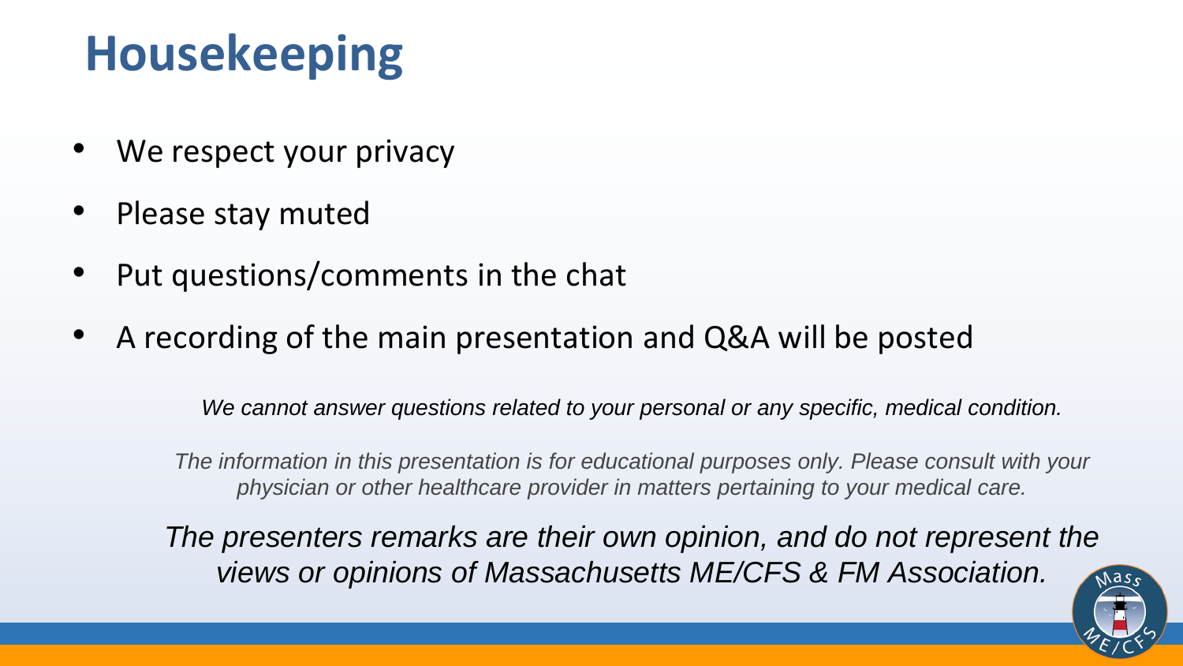# Housekeeping

- We respect your privacy
- Please stay muted
- Put questions/comments in the chat
- A recording of the main presentation and Q&A will be posted

*We cannot answer questions related to your personal or any specific, medical condition.*

*The information in this presentation is for educational purposes only. Please consult with your physician or other healthcare provider in matters pertaining to your medical care.*

*The presenters remarks are their own opinion, and do not represent the views or opinions of Massachusetts ME/CFS & FM Association.*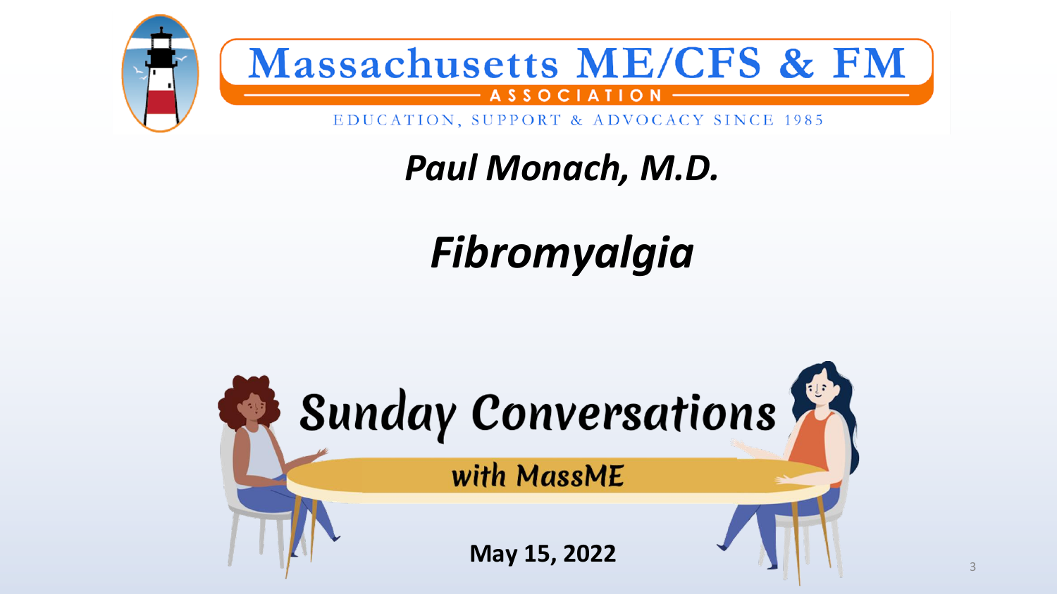Massachusetts ME/CFS & FM

ASSOCIATION

EDUCATION, SUPPORT & ADVOCACY SINCE 1985

# *Paul Monach, M.D.*

# *Fibromyalgia*

Sunday Conversations

with MassME

**May 15, 2022**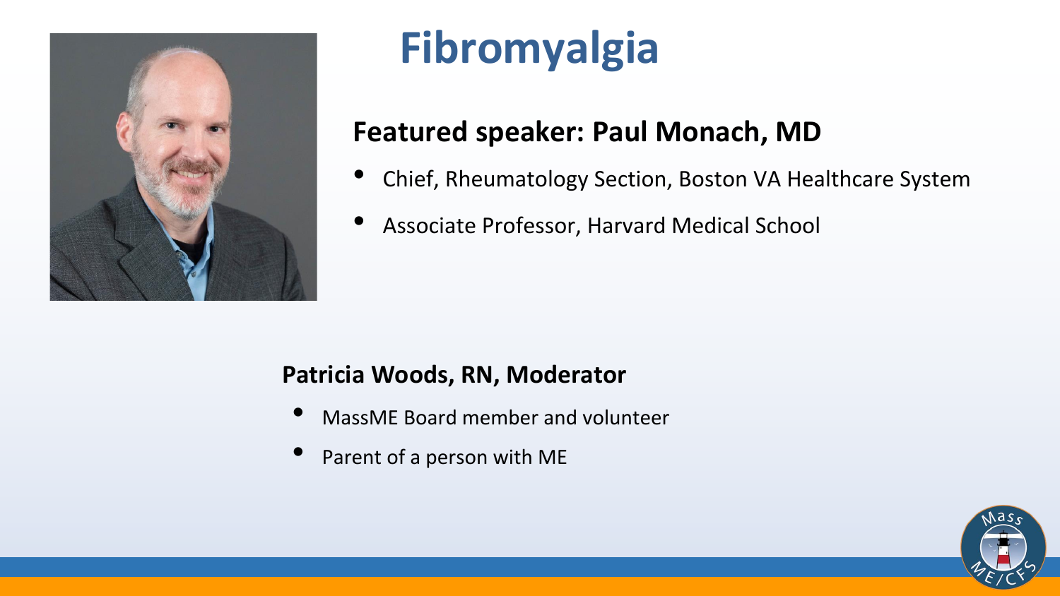# Fibromyalgia

## Featured speaker: Paul Monach, MD

- Chief, Rheumatology Section, Boston VA Healthcare System
- Associate Professor, Harvard Medical School

### Patricia Woods, RN, Moderator

- MassME Board member and volunteer
- Parent of a person with ME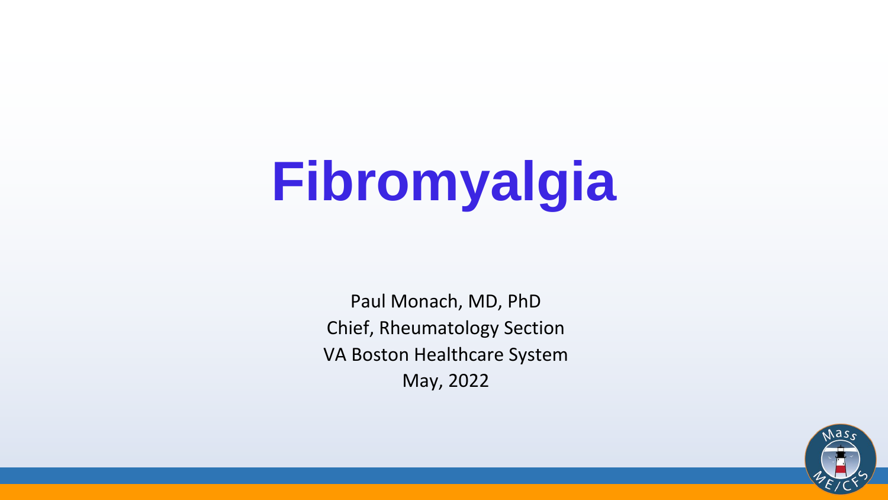# Fibromyalgia

Paul Monach, MD, PhD
Chief, Rheumatology Section
VA Boston Healthcare System
May, 2022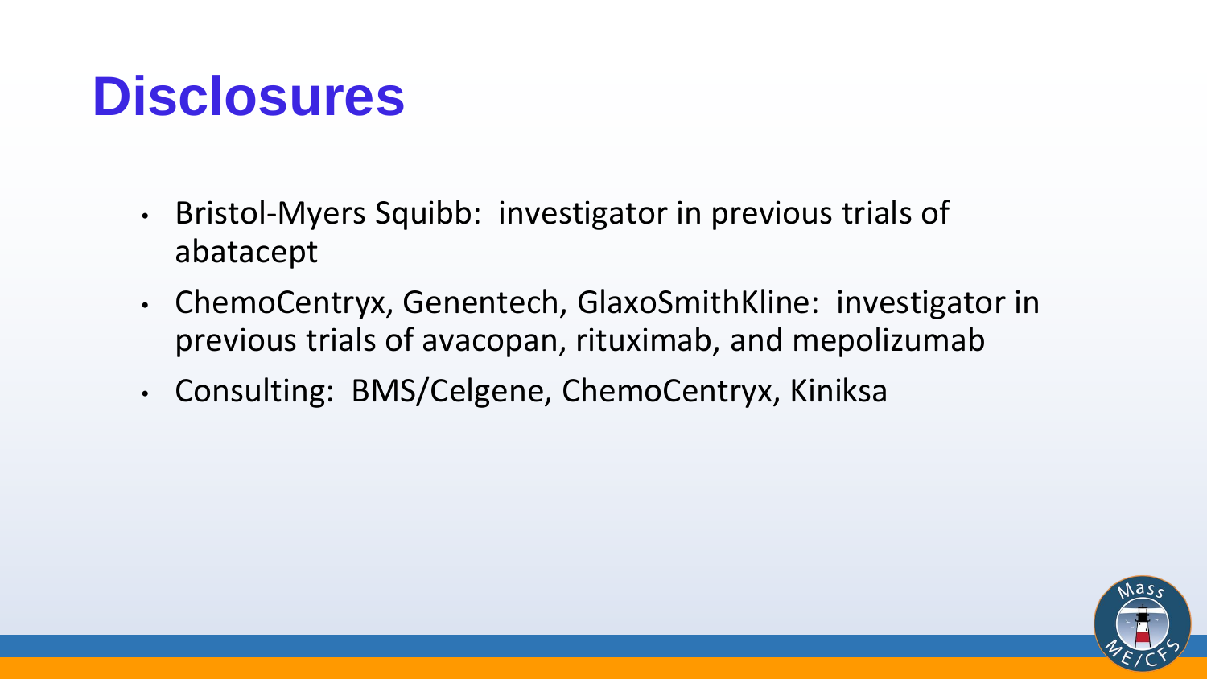# Disclosures

- Bristol-Myers Squibb: investigator in previous trials of abatacept
- ChemoCentryx, Genentech, GlaxoSmithKline: investigator in previous trials of avacopan, rituximab, and mepolizumab
- Consulting: BMS/Celgene, ChemoCentryx, Kiniksa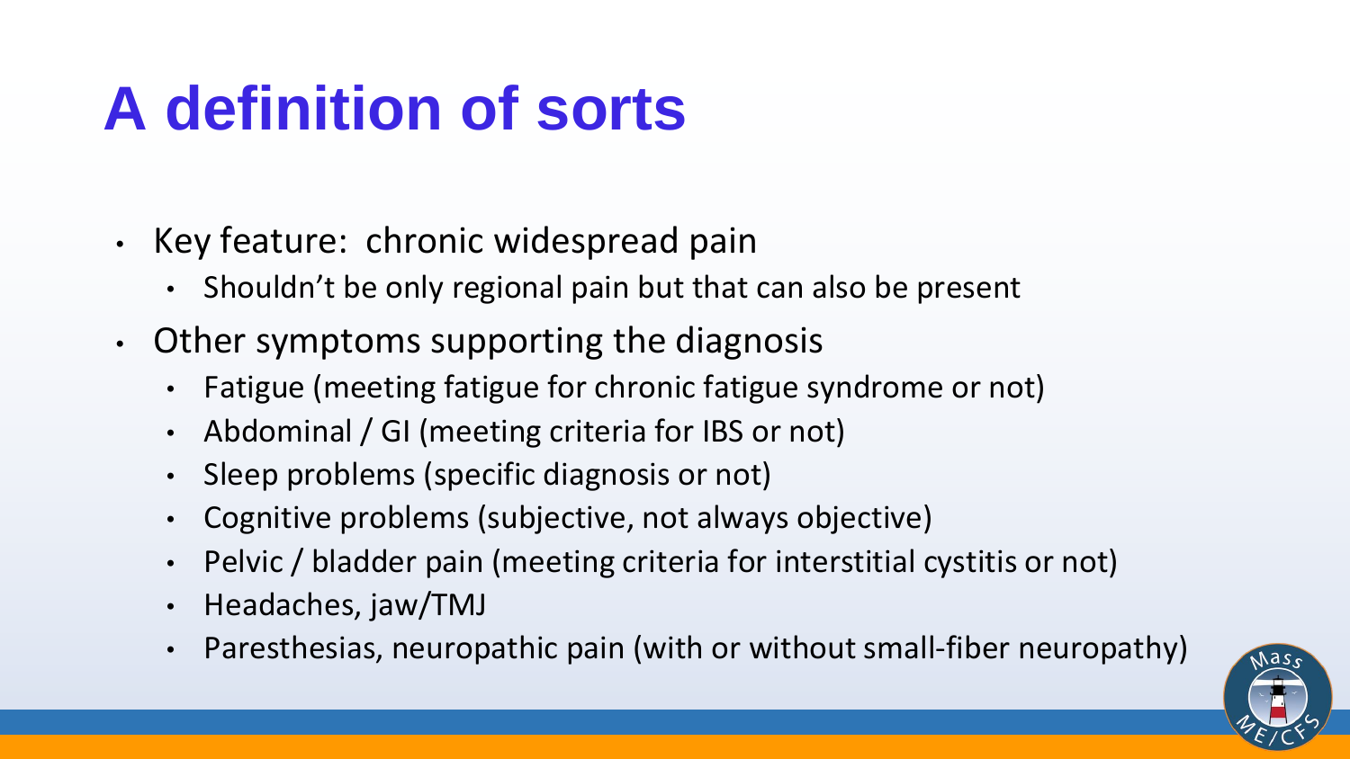# A definition of sorts

- Key feature: chronic widespread pain
  - Shouldn't be only regional pain but that can also be present
- Other symptoms supporting the diagnosis
  - Fatigue (meeting fatigue for chronic fatigue syndrome or not)
  - Abdominal / GI (meeting criteria for IBS or not)
  - Sleep problems (specific diagnosis or not)
  - Cognitive problems (subjective, not always objective)
  - Pelvic / bladder pain (meeting criteria for interstitial cystitis or not)
  - Headaches, jaw/TMJ
  - Paresthesias, neuropathic pain (with or without small-fiber neuropathy)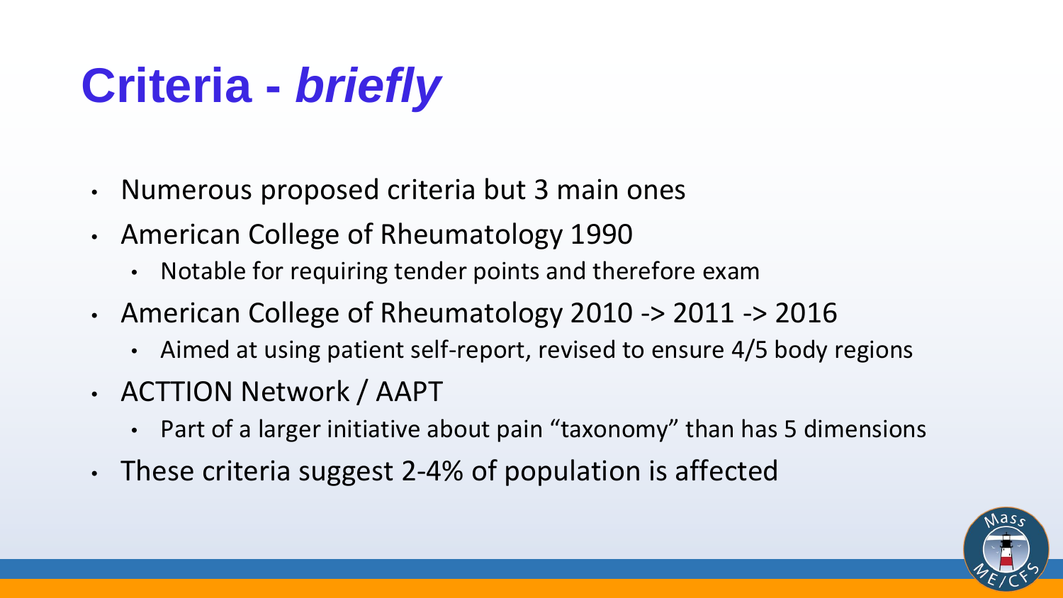# Criteria - *briefly*

- Numerous proposed criteria but 3 main ones
- American College of Rheumatology 1990
  - Notable for requiring tender points and therefore exam
- American College of Rheumatology 2010 -> 2011 -> 2016
  - Aimed at using patient self-report, revised to ensure 4/5 body regions
- ACTTION Network / AAPT
  - Part of a larger initiative about pain "taxonomy" than has 5 dimensions
- These criteria suggest 2-4% of population is affected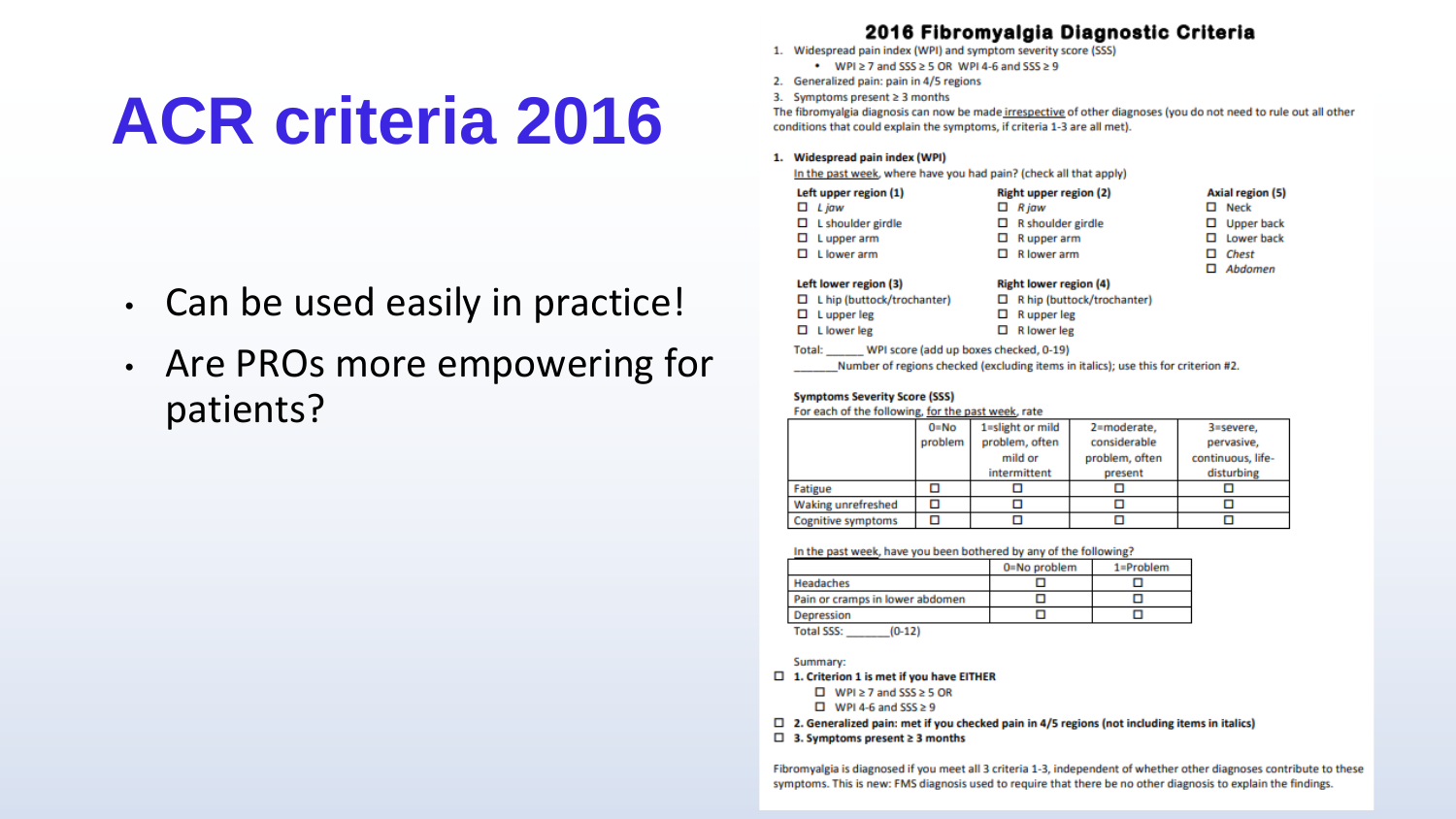# ACR criteria 2016

- Can be used easily in practice!
- Are PROs more empowering for patients?

## 2016 Fibromyalgia Diagnostic Criteria

1. Widespread pain index (WPI) and symptom severity score (SSS)
   - WPI ≥ 7 and SSS ≥ 5 OR WPI 4-6 and SSS ≥ 9
2. Generalized pain: pain in 4/5 regions
3. Symptoms present ≥ 3 months

The fibromyalgia diagnosis can now be made irrespective of other diagnoses (you do not need to rule out all other conditions that could explain the symptoms, if criteria 1-3 are all met).

**1. Widespread pain index (WPI)**

In the past week, where have you had pain? (check all that apply)

**Left upper region (1)**
- ☐ *L jaw*
- ☐ L shoulder girdle
- ☐ L upper arm
- ☐ L lower arm

**Right upper region (2)**
- ☐ *R jaw*
- ☐ R shoulder girdle
- ☐ R upper arm
- ☐ R lower arm

**Axial region (5)**
- ☐ Neck
- ☐ Upper back
- ☐ Lower back
- ☐ *Chest*
- ☐ *Abdomen*

**Left lower region (3)**
- ☐ L hip (buttock/trochanter)
- ☐ L upper leg
- ☐ L lower leg

**Right lower region (4)**
- ☐ R hip (buttock/trochanter)
- ☐ R upper leg
- ☐ R lower leg

Total: ______ WPI score (add up boxes checked, 0-19)

______Number of regions checked (excluding items in italics); use this for criterion #2.

**Symptoms Severity Score (SSS)**

For each of the following, for the past week, rate

| | 0=No problem | 1=slight or mild problem, often mild or intermittent | 2=moderate, considerable problem, often present | 3=severe, pervasive, continuous, life-disturbing |
|---|---|---|---|---|
| Fatigue | ☐ | ☐ | ☐ | ☐ |
| Waking unrefreshed | ☐ | ☐ | ☐ | ☐ |
| Cognitive symptoms | ☐ | ☐ | ☐ | ☐ |

In the past week, have you been bothered by any of the following?

| | 0=No problem | 1=Problem |
|---|---|---|
| Headaches | ☐ | ☐ |
| Pain or cramps in lower abdomen | ☐ | ☐ |
| Depression | ☐ | ☐ |

Total SSS: _______(0-12)

Summary:

☐ **1. Criterion 1 is met if you have EITHER**
- ☐ WPI ≥ 7 and SSS ≥ 5 OR
- ☐ WPI 4-6 and SSS ≥ 9

☐ **2. Generalized pain: met if you checked pain in 4/5 regions (not including items in italics)**

☐ **3. Symptoms present ≥ 3 months**

Fibromyalgia is diagnosed if you meet all 3 criteria 1-3, independent of whether other diagnoses contribute to these symptoms. This is new: FMS diagnosis used to require that there be no other diagnosis to explain the findings.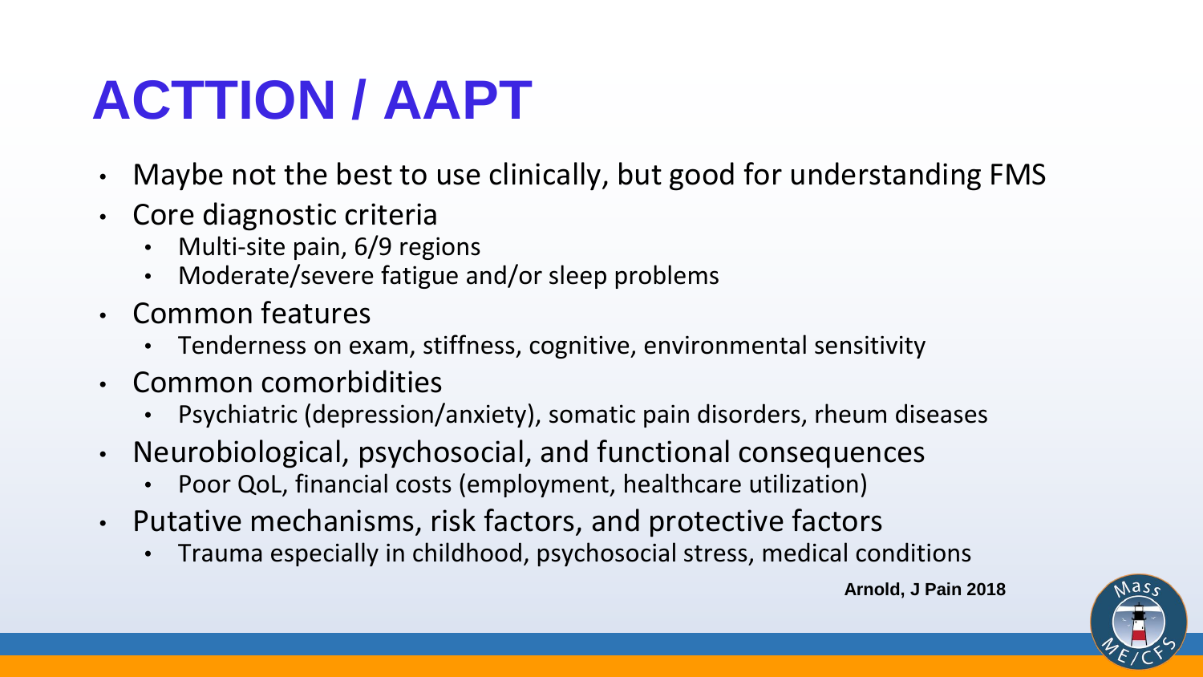# ACTTION / AAPT

- Maybe not the best to use clinically, but good for understanding FMS
- Core diagnostic criteria
  - Multi-site pain, 6/9 regions
  - Moderate/severe fatigue and/or sleep problems
- Common features
  - Tenderness on exam, stiffness, cognitive, environmental sensitivity
- Common comorbidities
  - Psychiatric (depression/anxiety), somatic pain disorders, rheum diseases
- Neurobiological, psychosocial, and functional consequences
  - Poor QoL, financial costs (employment, healthcare utilization)
- Putative mechanisms, risk factors, and protective factors
  - Trauma especially in childhood, psychosocial stress, medical conditions

**Arnold, J Pain 2018**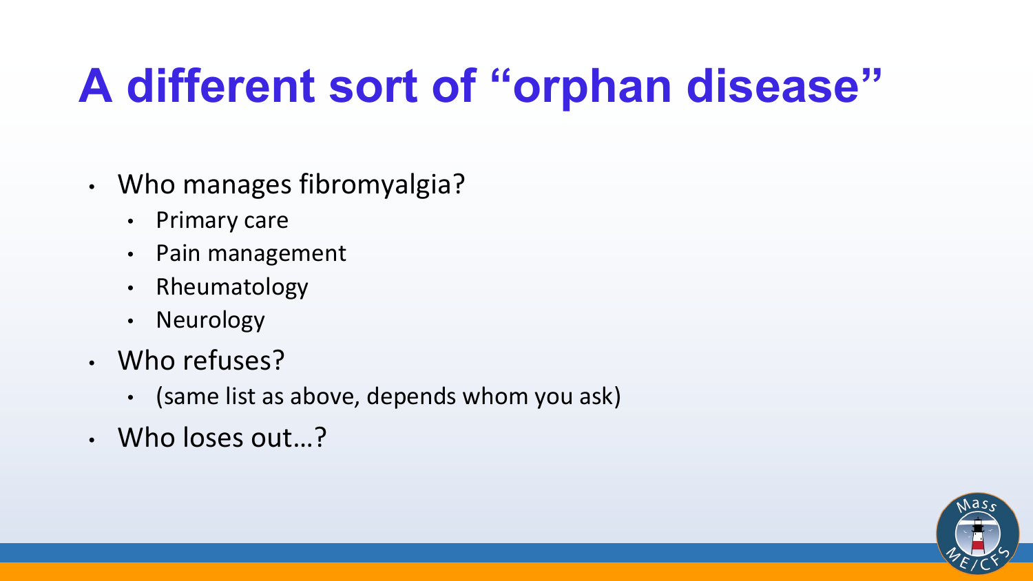# A different sort of "orphan disease"

- Who manages fibromyalgia?
  - Primary care
  - Pain management
  - Rheumatology
  - Neurology
- Who refuses?
  - (same list as above, depends whom you ask)
- Who loses out…?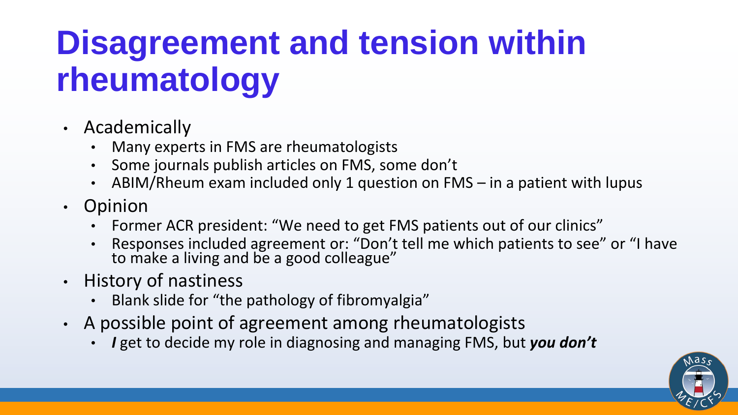# Disagreement and tension within rheumatology

- Academically
  - Many experts in FMS are rheumatologists
  - Some journals publish articles on FMS, some don't
  - ABIM/Rheum exam included only 1 question on FMS – in a patient with lupus
- Opinion
  - Former ACR president: "We need to get FMS patients out of our clinics"
  - Responses included agreement or: "Don't tell me which patients to see" or "I have to make a living and be a good colleague"
- History of nastiness
  - Blank slide for "the pathology of fibromyalgia"
- A possible point of agreement among rheumatologists
  - ***I*** get to decide my role in diagnosing and managing FMS, but ***you don't***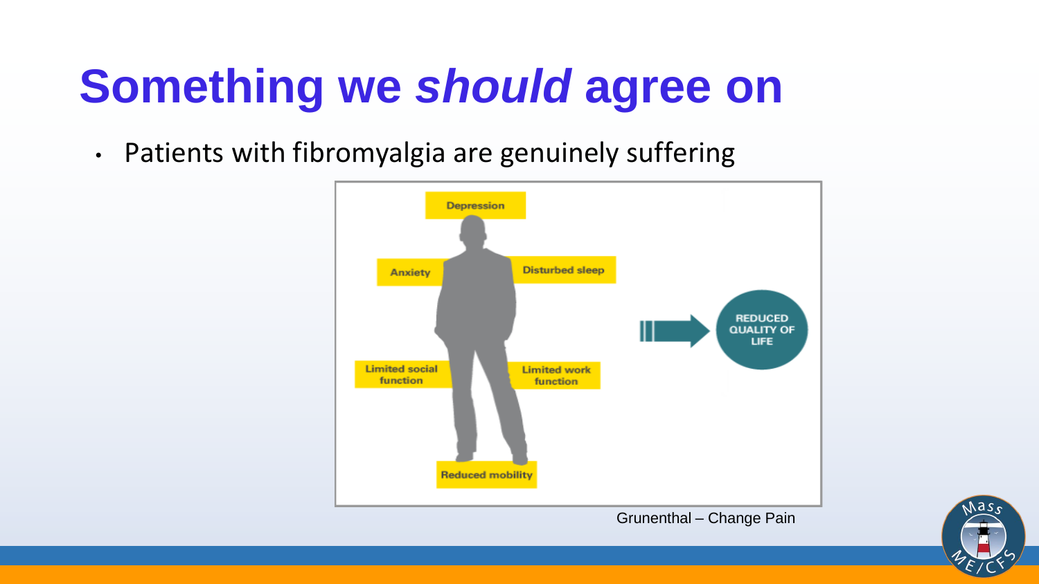# Something we *should* agree on

- Patients with fibromyalgia are genuinely suffering

Depression

Anxiety

Disturbed sleep

Limited social function

Limited work function

Reduced mobility

REDUCED QUALITY OF LIFE

Grunenthal – Change Pain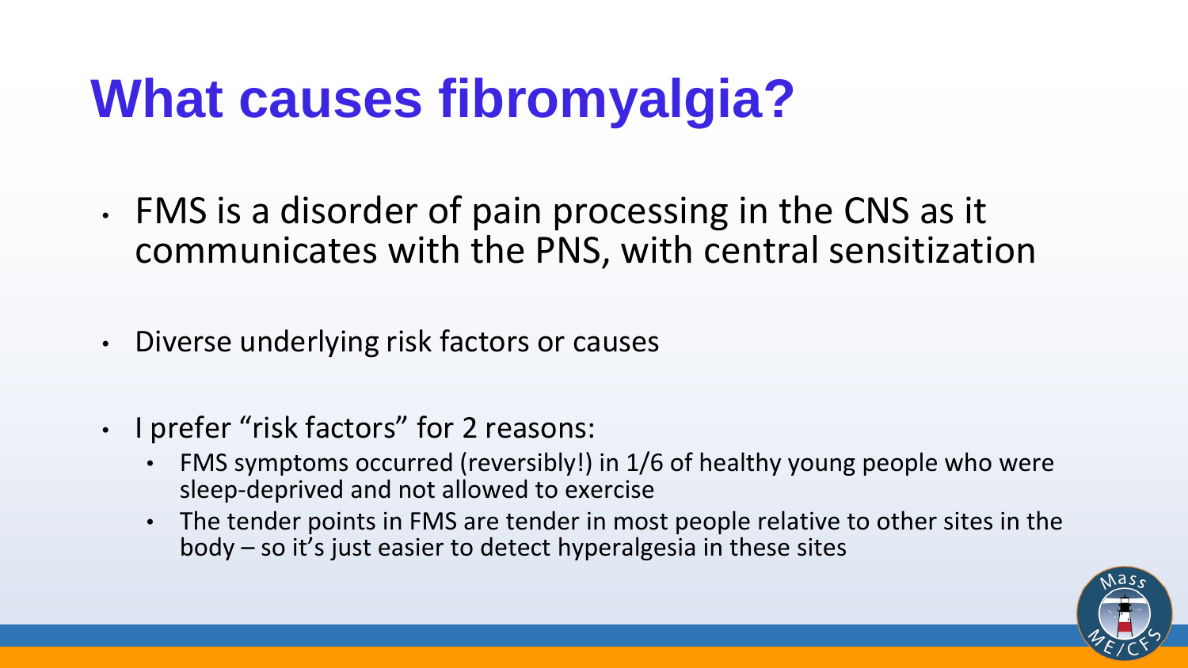# What causes fibromyalgia?

- FMS is a disorder of pain processing in the CNS as it communicates with the PNS, with central sensitization
- Diverse underlying risk factors or causes
- I prefer "risk factors" for 2 reasons:
  - FMS symptoms occurred (reversibly!) in 1/6 of healthy young people who were sleep-deprived and not allowed to exercise
  - The tender points in FMS are tender in most people relative to other sites in the body – so it's just easier to detect hyperalgesia in these sites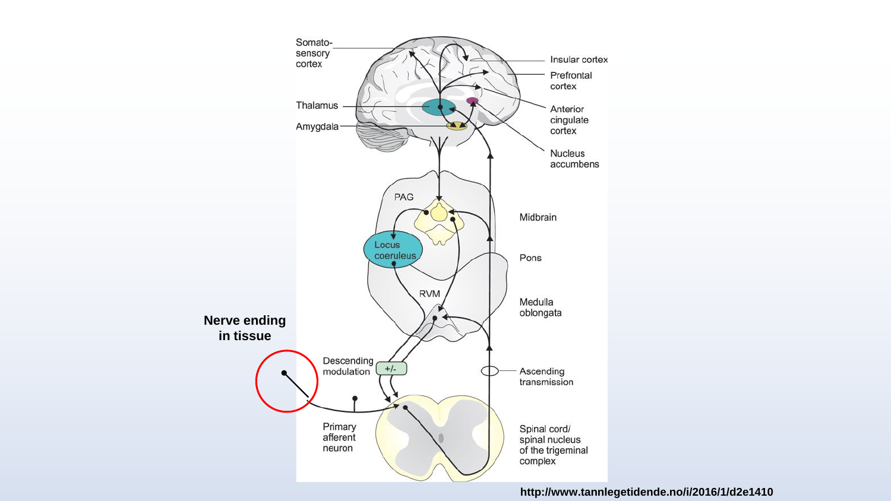Nerve ending in tissue

Somato-sensory cortex

Insular cortex

Prefrontal cortex

Thalamus

Anterior cingulate cortex

Amygdala

Nucleus accumbens

PAG

Midbrain

Locus coeruleus

Pons

RVM

Medulla oblongata

Descending modulation

+/-

Ascending transmission

Primary afferent neuron

Spinal cord/ spinal nucleus of the trigeminal complex

http://www.tannlegetidende.no/i/2016/1/d2e1410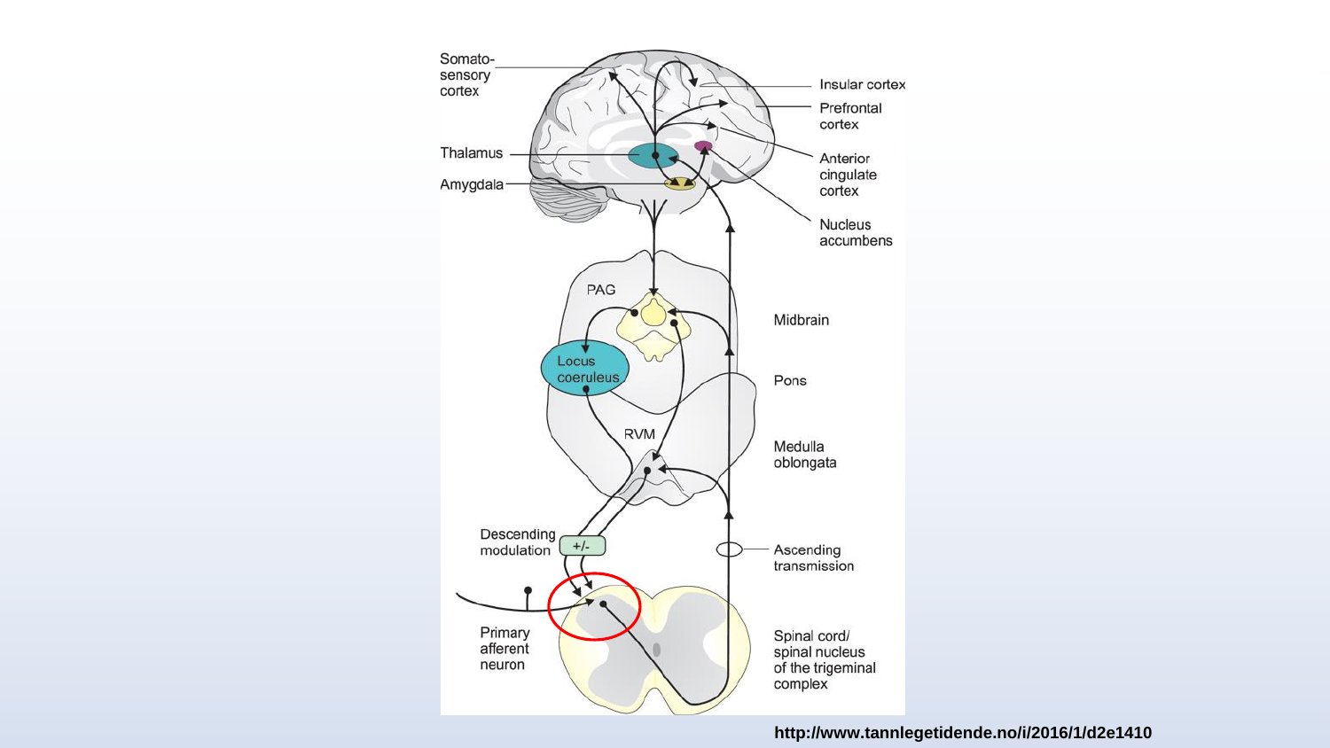Somatosensory cortex

Insular cortex

Prefrontal cortex

Thalamus

Anterior cingulate cortex

Amygdala

Nucleus accumbens

PAG

Midbrain

Locus coeruleus

Pons

RVM

Medulla oblongata

Descending modulation

+/-

Ascending transmission

Primary afferent neuron

Spinal cord/ spinal nucleus of the trigeminal complex

**http://www.tannlegetidende.no/i/2016/1/d2e1410**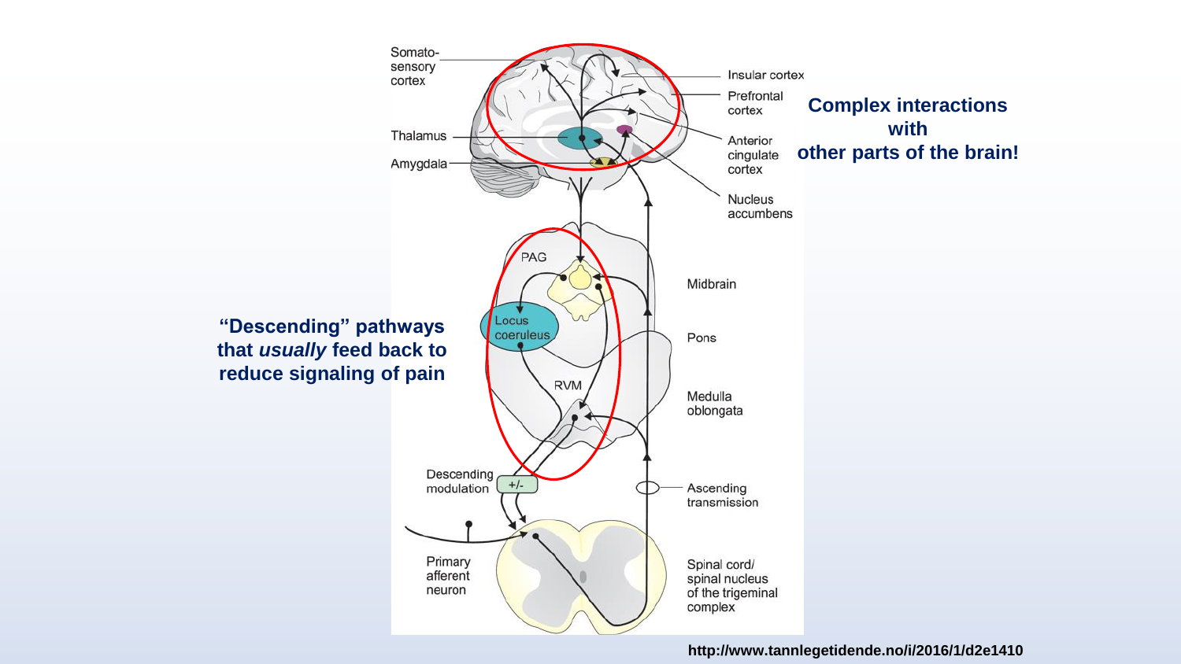**"Descending" pathways that *usually* feed back to reduce signaling of pain**

**Complex interactions with other parts of the brain!**

Somatosensory cortex

Insular cortex

Prefrontal cortex

Thalamus

Anterior cingulate cortex

Amygdala

Nucleus accumbens

PAG

Midbrain

Locus coeruleus

Pons

RVM

Medulla oblongata

Descending modulation

+/-

Ascending transmission

Primary afferent neuron

Spinal cord/ spinal nucleus of the trigeminal complex

http://www.tannlegetidende.no/i/2016/1/d2e1410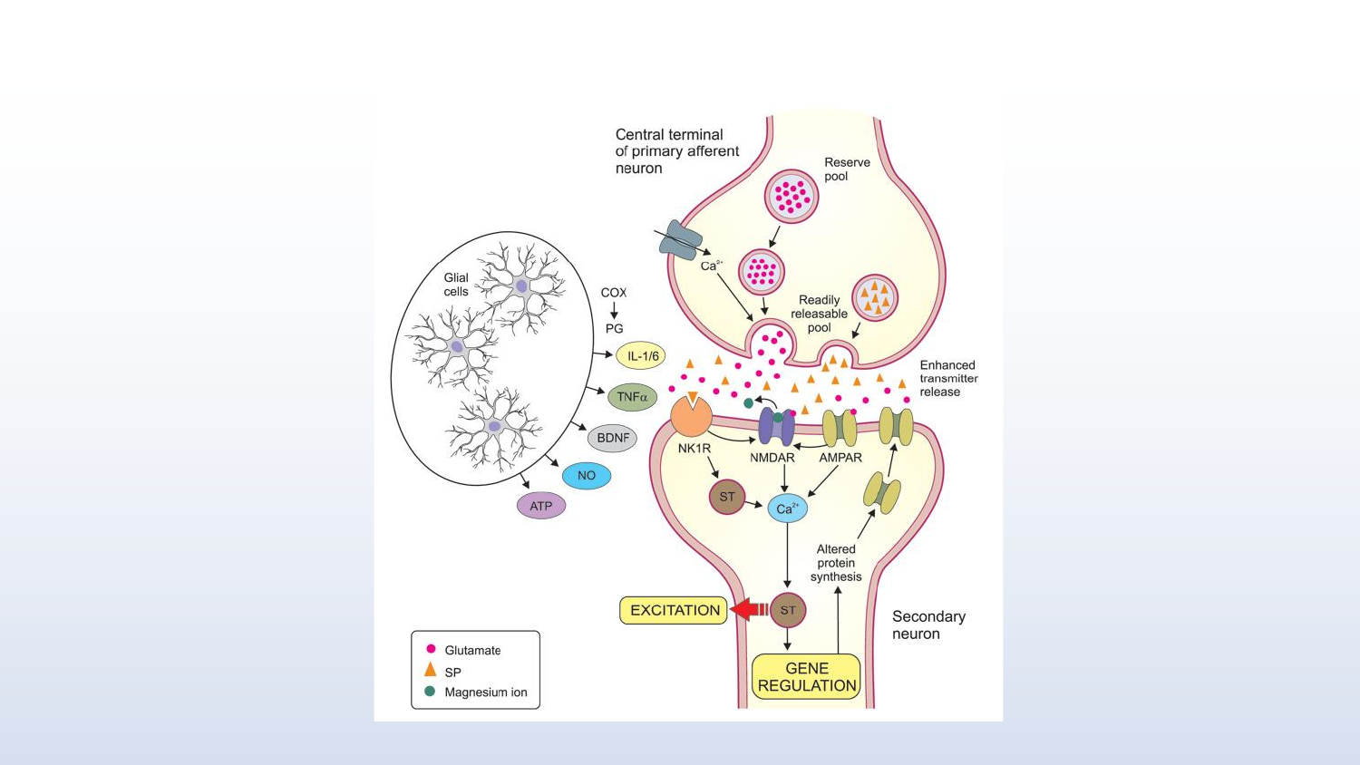Central terminal of primary afferent neuron

Reserve pool

Readily releasable pool

Enhanced transmitter release

$Ca^{2+}$

Glial cells

COX

PG

IL-1/6

TNFα

BDNF

NO

ATP

NK1R

NMDAR

AMPAR

ST

$Ca^{2+}$

Altered protein synthesis

EXCITATION

ST

GENE REGULATION

Secondary neuron

- Glutamate
- SP
- Magnesium ion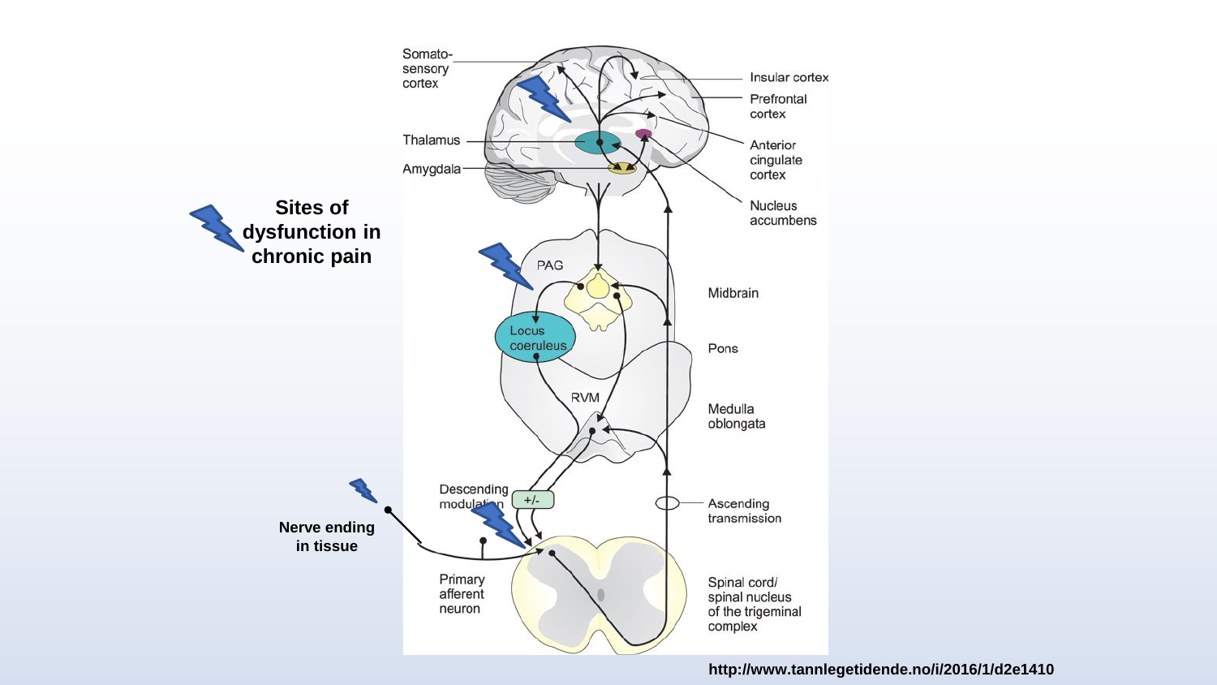**Sites of dysfunction in chronic pain**

Somato-sensory cortex

Thalamus

Amygdala

Insular cortex

Prefrontal cortex

Anterior cingulate cortex

Nucleus accumbens

PAG

Midbrain

Locus coeruleus

Pons

RVM

Medulla oblongata

Descending modulation

+/-

Ascending transmission

**Nerve ending in tissue**

Primary afferent neuron

Spinal cord/ spinal nucleus of the trigeminal complex

**http://www.tannlegetidende.no/i/2016/1/d2e1410**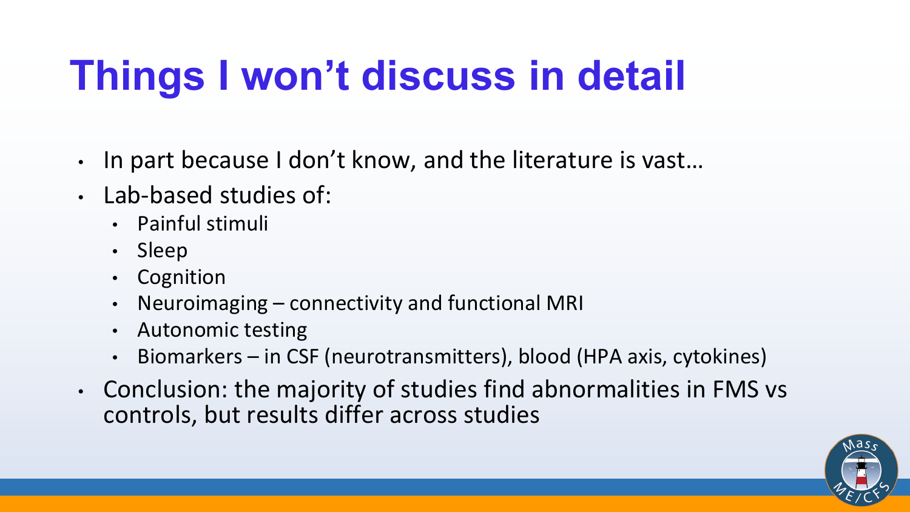# Things I won't discuss in detail

- In part because I don't know, and the literature is vast…
- Lab-based studies of:
  - Painful stimuli
  - Sleep
  - Cognition
  - Neuroimaging – connectivity and functional MRI
  - Autonomic testing
  - Biomarkers – in CSF (neurotransmitters), blood (HPA axis, cytokines)
- Conclusion: the majority of studies find abnormalities in FMS vs controls, but results differ across studies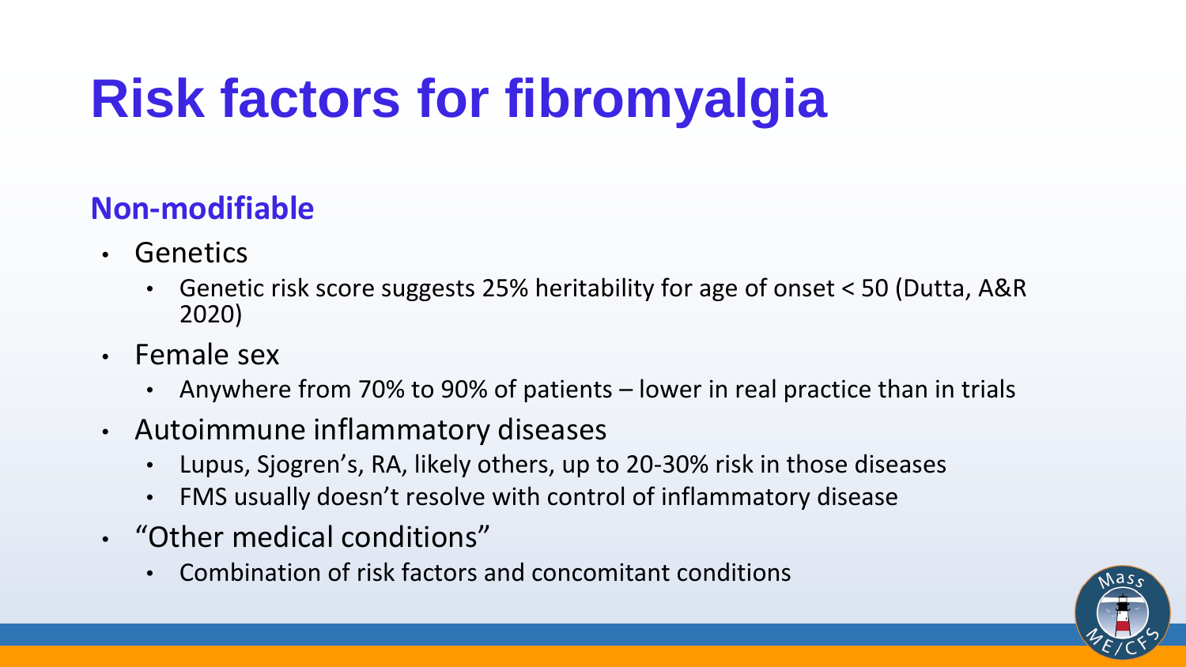# Risk factors for fibromyalgia

## Non-modifiable

- Genetics
  - Genetic risk score suggests 25% heritability for age of onset < 50 (Dutta, A&R 2020)
- Female sex
  - Anywhere from 70% to 90% of patients – lower in real practice than in trials
- Autoimmune inflammatory diseases
  - Lupus, Sjogren's, RA, likely others, up to 20-30% risk in those diseases
  - FMS usually doesn't resolve with control of inflammatory disease
- "Other medical conditions"
  - Combination of risk factors and concomitant conditions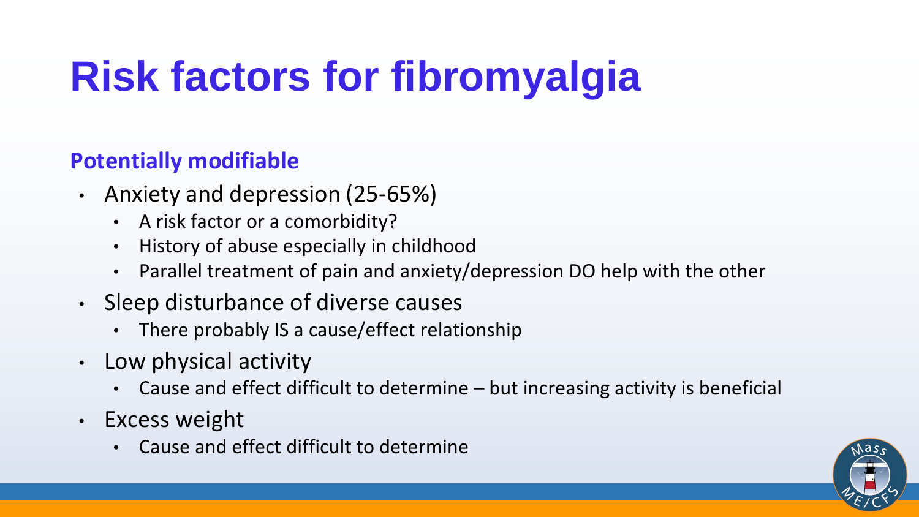# Risk factors for fibromyalgia

**Potentially modifiable**

- Anxiety and depression (25-65%)
  - A risk factor or a comorbidity?
  - History of abuse especially in childhood
  - Parallel treatment of pain and anxiety/depression DO help with the other
- Sleep disturbance of diverse causes
  - There probably IS a cause/effect relationship
- Low physical activity
  - Cause and effect difficult to determine – but increasing activity is beneficial
- Excess weight
  - Cause and effect difficult to determine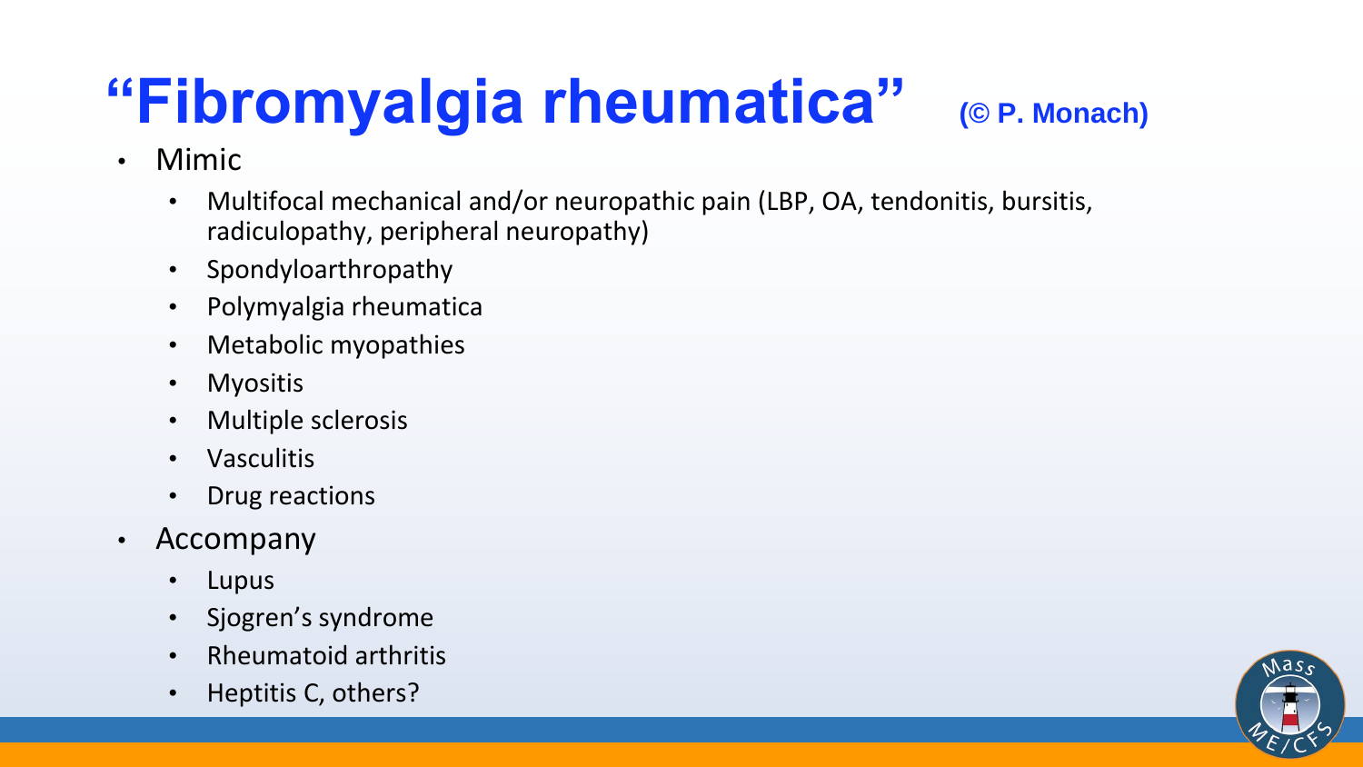# "Fibromyalgia rheumatica" (© P. Monach)

- Mimic
  - Multifocal mechanical and/or neuropathic pain (LBP, OA, tendonitis, bursitis, radiculopathy, peripheral neuropathy)
  - Spondyloarthropathy
  - Polymyalgia rheumatica
  - Metabolic myopathies
  - Myositis
  - Multiple sclerosis
  - Vasculitis
  - Drug reactions
- Accompany
  - Lupus
  - Sjogren's syndrome
  - Rheumatoid arthritis
  - Heptitis C, others?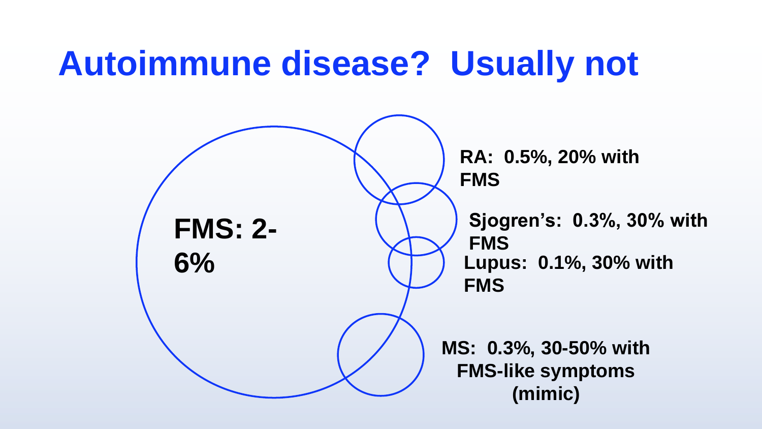# Autoimmune disease? Usually not

**FMS: 2-6%**

**RA: 0.5%, 20% with FMS**

**Sjogren's: 0.3%, 30% with FMS**

**Lupus: 0.1%, 30% with FMS**

**MS: 0.3%, 30-50% with FMS-like symptoms (mimic)**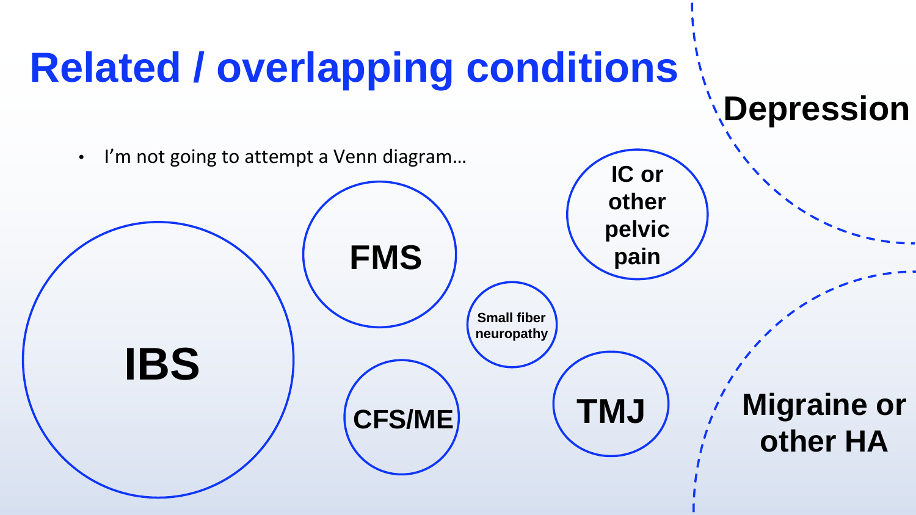# Related / overlapping conditions

- I'm not going to attempt a Venn diagram…

IBS

FMS

CFS/ME

Small fiber neuropathy

IC or other pelvic pain

TMJ

Depression

Migraine or other HA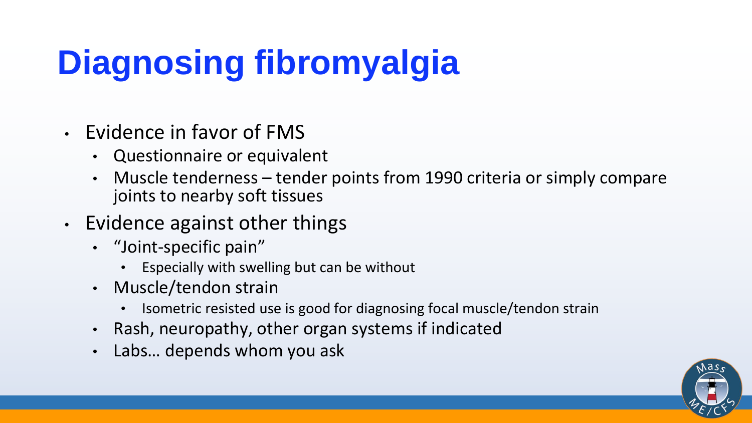# Diagnosing fibromyalgia

- Evidence in favor of FMS
  - Questionnaire or equivalent
  - Muscle tenderness – tender points from 1990 criteria or simply compare joints to nearby soft tissues
- Evidence against other things
  - "Joint-specific pain"
    - Especially with swelling but can be without
  - Muscle/tendon strain
    - Isometric resisted use is good for diagnosing focal muscle/tendon strain
  - Rash, neuropathy, other organ systems if indicated
  - Labs… depends whom you ask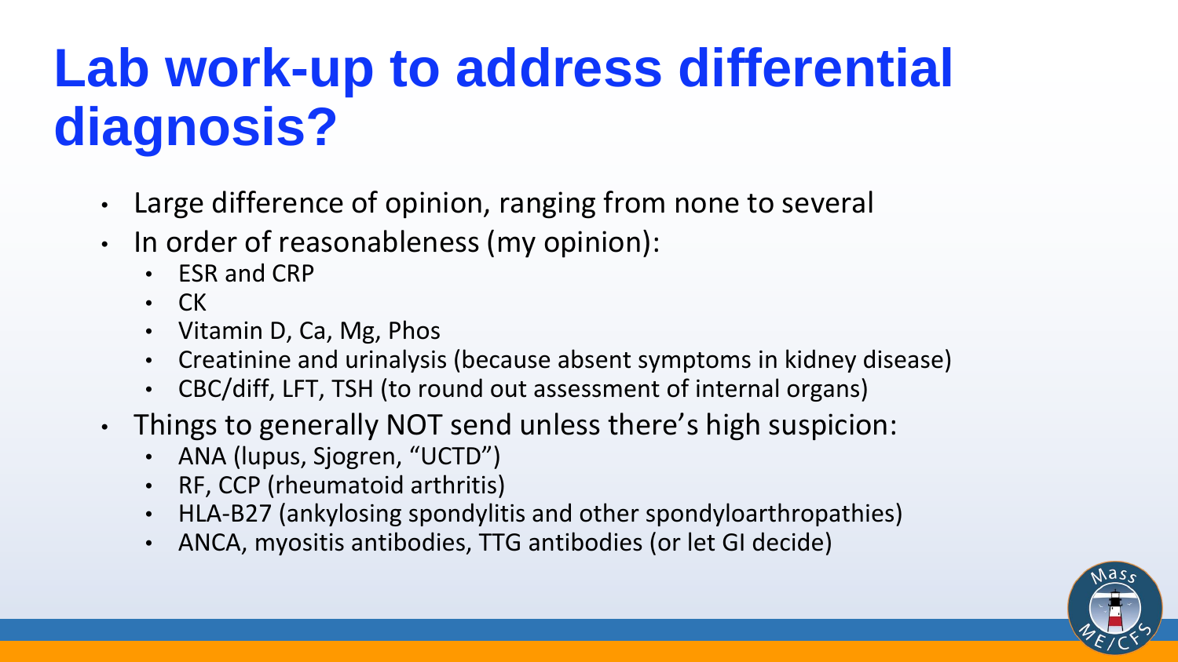# Lab work-up to address differential diagnosis?

- Large difference of opinion, ranging from none to several
- In order of reasonableness (my opinion):
  - ESR and CRP
  - CK
  - Vitamin D, Ca, Mg, Phos
  - Creatinine and urinalysis (because absent symptoms in kidney disease)
  - CBC/diff, LFT, TSH (to round out assessment of internal organs)
- Things to generally NOT send unless there's high suspicion:
  - ANA (lupus, Sjogren, "UCTD")
  - RF, CCP (rheumatoid arthritis)
  - HLA-B27 (ankylosing spondylitis and other spondyloarthropathies)
  - ANCA, myositis antibodies, TTG antibodies (or let GI decide)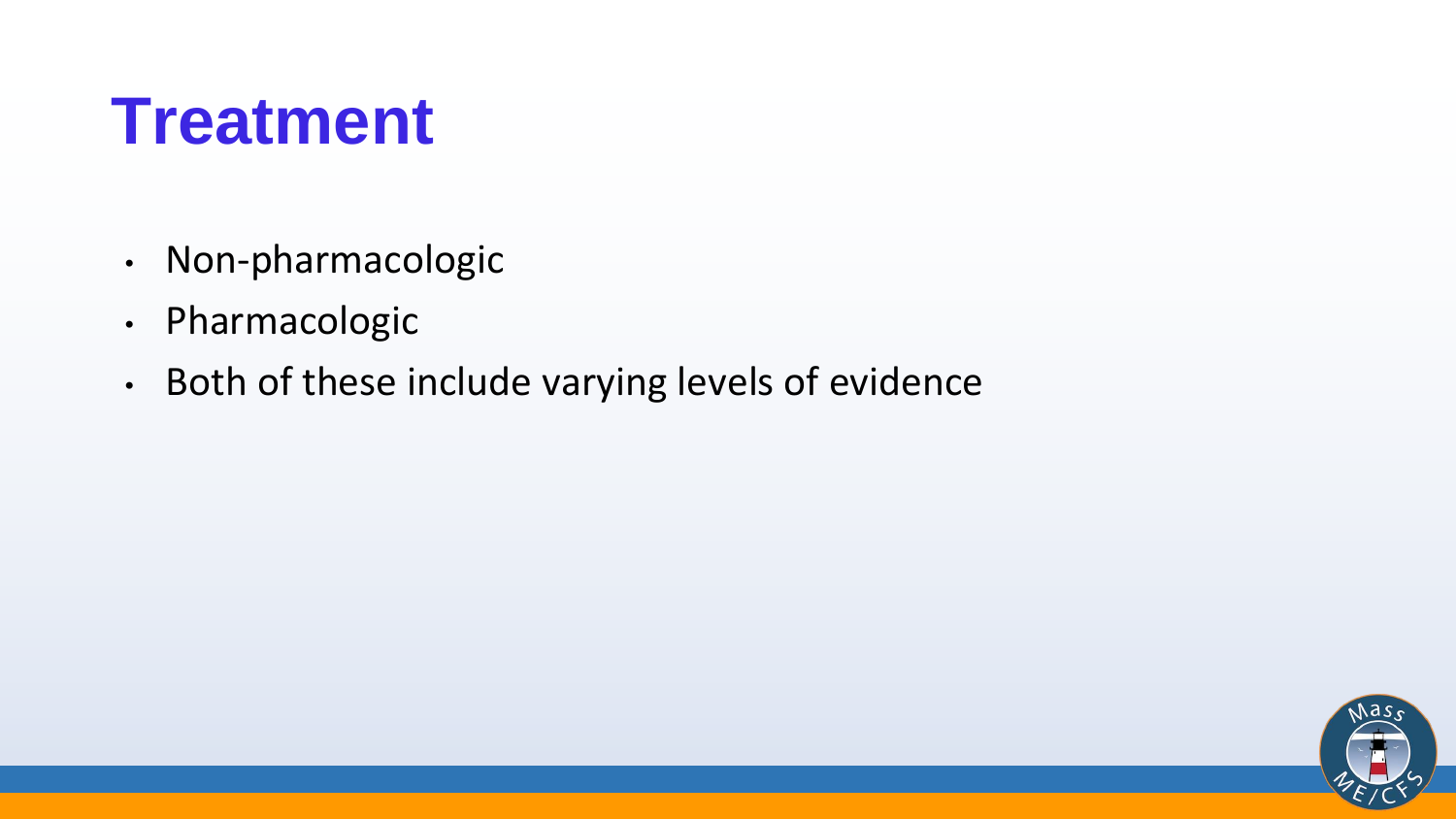# Treatment

- Non-pharmacologic
- Pharmacologic
- Both of these include varying levels of evidence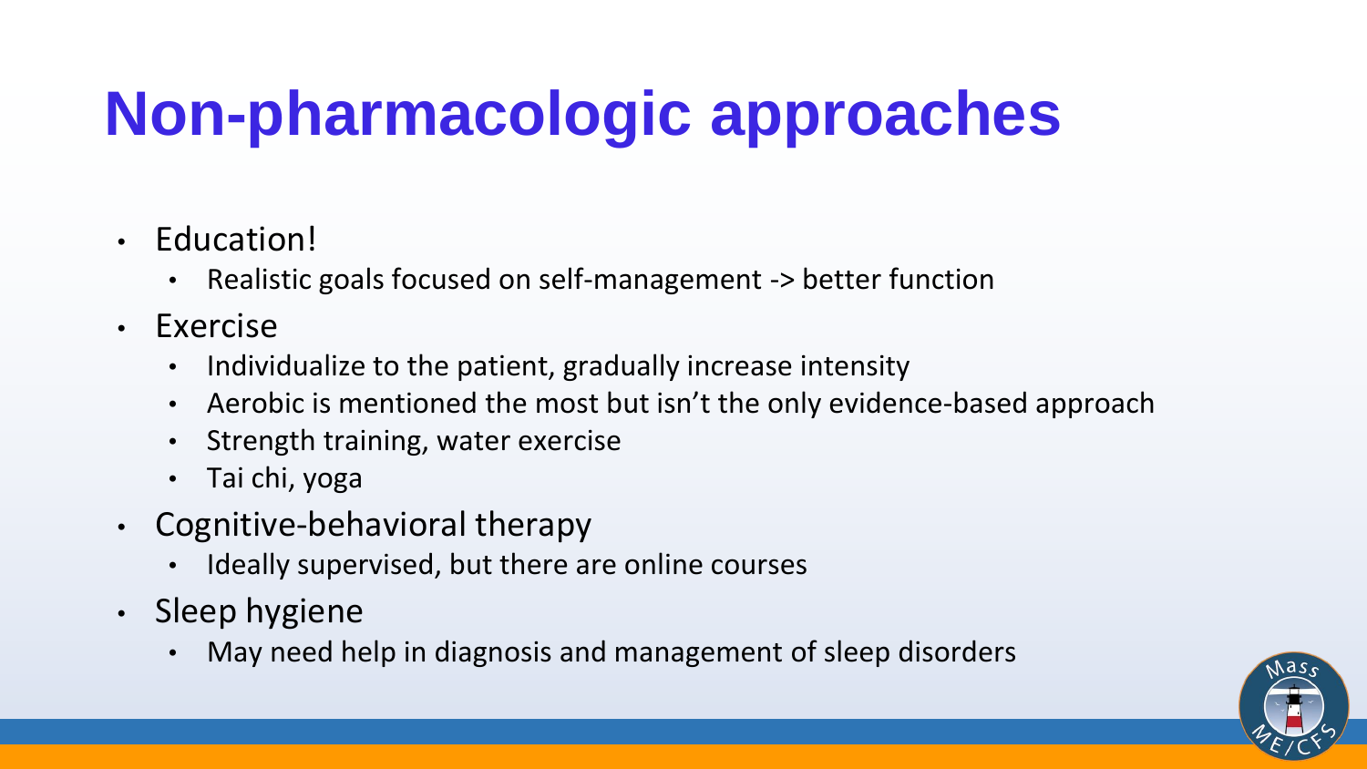# Non-pharmacologic approaches

- Education!
  - Realistic goals focused on self-management -> better function
- Exercise
  - Individualize to the patient, gradually increase intensity
  - Aerobic is mentioned the most but isn't the only evidence-based approach
  - Strength training, water exercise
  - Tai chi, yoga
- Cognitive-behavioral therapy
  - Ideally supervised, but there are online courses
- Sleep hygiene
  - May need help in diagnosis and management of sleep disorders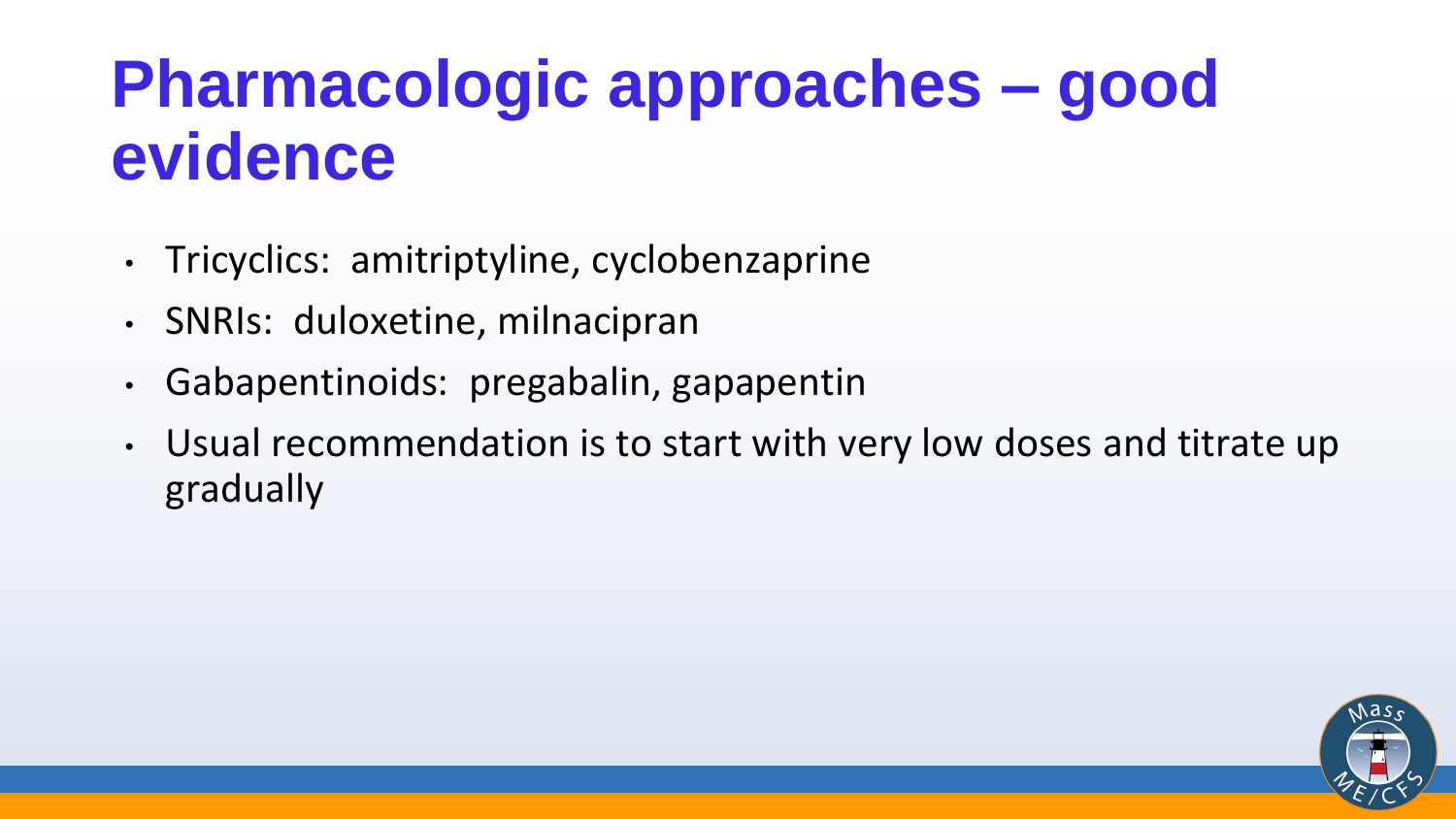# Pharmacologic approaches – good evidence

- Tricyclics: amitriptyline, cyclobenzaprine
- SNRIs: duloxetine, milnacipran
- Gabapentinoids: pregabalin, gapapentin
- Usual recommendation is to start with very low doses and titrate up gradually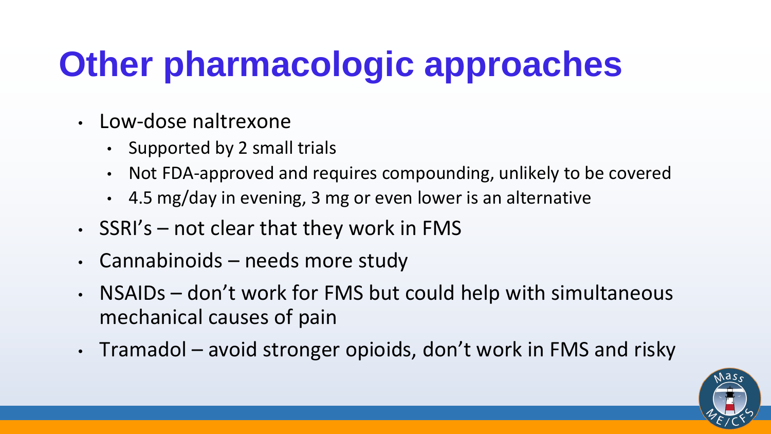# Other pharmacologic approaches

- Low-dose naltrexone
  - Supported by 2 small trials
  - Not FDA-approved and requires compounding, unlikely to be covered
  - 4.5 mg/day in evening, 3 mg or even lower is an alternative
- SSRI's – not clear that they work in FMS
- Cannabinoids – needs more study
- NSAIDs – don't work for FMS but could help with simultaneous mechanical causes of pain
- Tramadol – avoid stronger opioids, don't work in FMS and risky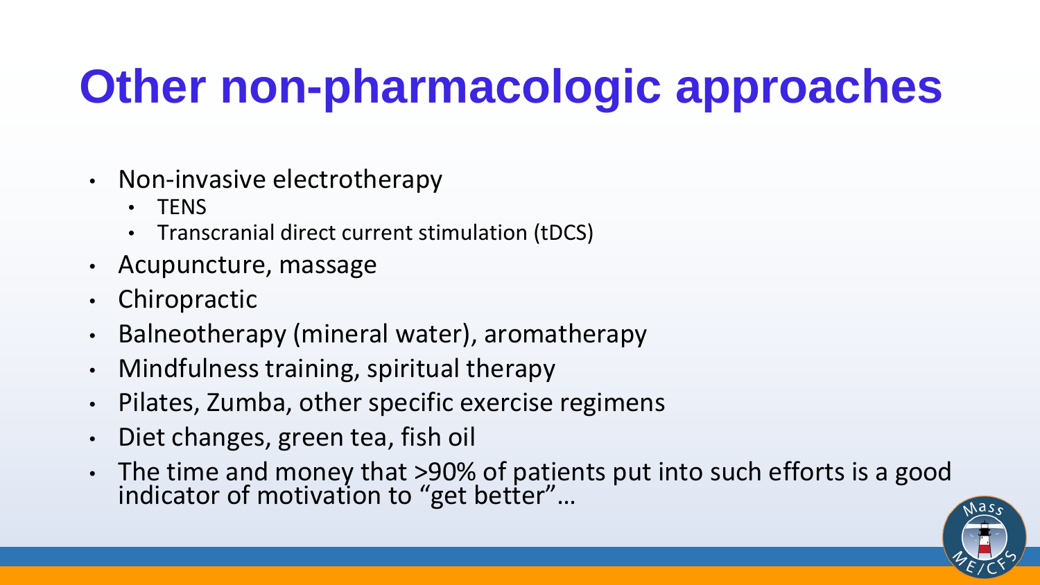# Other non-pharmacologic approaches

- Non-invasive electrotherapy
  - TENS
  - Transcranial direct current stimulation (tDCS)
- Acupuncture, massage
- Chiropractic
- Balneotherapy (mineral water), aromatherapy
- Mindfulness training, spiritual therapy
- Pilates, Zumba, other specific exercise regimens
- Diet changes, green tea, fish oil
- The time and money that >90% of patients put into such efforts is a good indicator of motivation to "get better"…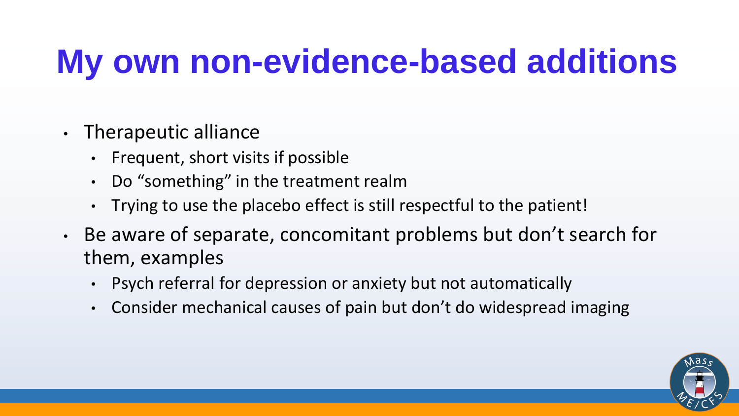# My own non-evidence-based additions

- Therapeutic alliance
  - Frequent, short visits if possible
  - Do “something” in the treatment realm
  - Trying to use the placebo effect is still respectful to the patient!
- Be aware of separate, concomitant problems but don’t search for them, examples
  - Psych referral for depression or anxiety but not automatically
  - Consider mechanical causes of pain but don’t do widespread imaging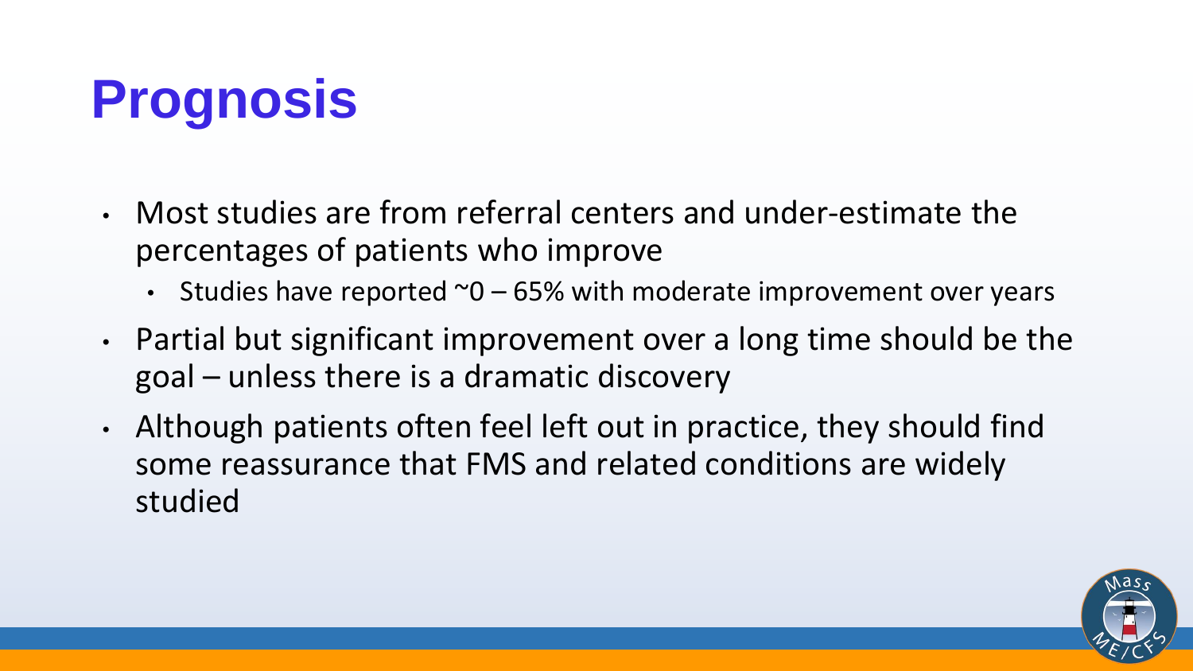# Prognosis

- Most studies are from referral centers and under-estimate the percentages of patients who improve
  - Studies have reported ~0 – 65% with moderate improvement over years
- Partial but significant improvement over a long time should be the goal – unless there is a dramatic discovery
- Although patients often feel left out in practice, they should find some reassurance that FMS and related conditions are widely studied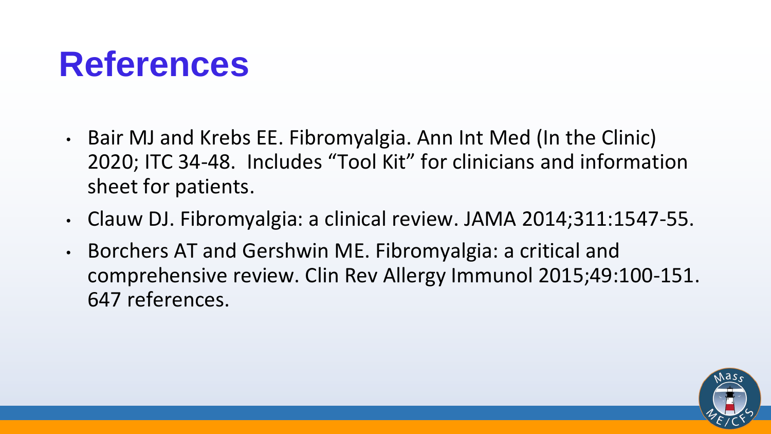# References

- Bair MJ and Krebs EE. Fibromyalgia. Ann Int Med (In the Clinic) 2020; ITC 34-48. Includes "Tool Kit" for clinicians and information sheet for patients.
- Clauw DJ. Fibromyalgia: a clinical review. JAMA 2014;311:1547-55.
- Borchers AT and Gershwin ME. Fibromyalgia: a critical and comprehensive review. Clin Rev Allergy Immunol 2015;49:100-151. 647 references.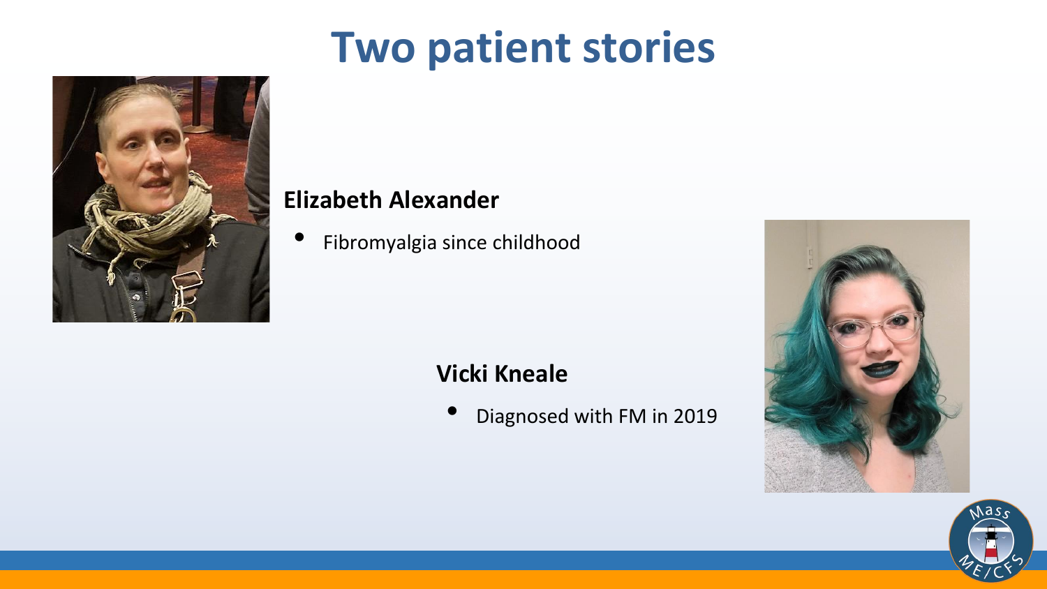# Two patient stories

**Elizabeth Alexander**

- Fibromyalgia since childhood

**Vicki Kneale**

- Diagnosed with FM in 2019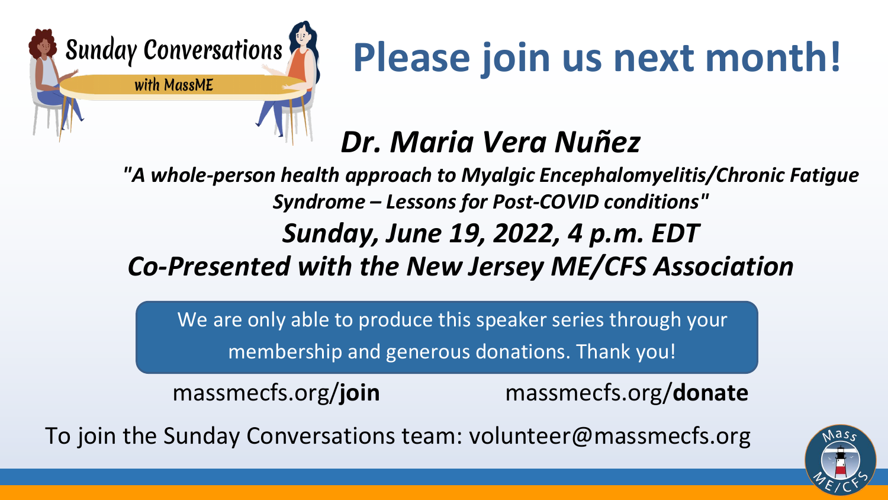Sunday Conversations

with MassME

# Please join us next month!

## *Dr. Maria Vera Nuñez*

***"A whole-person health approach to Myalgic Encephalomyelitis/Chronic Fatigue Syndrome – Lessons for Post-COVID conditions"***

### *Sunday, June 19, 2022, 4 p.m. EDT*

### *Co-Presented with the New Jersey ME/CFS Association*

We are only able to produce this speaker series through your membership and generous donations. Thank you!

massmecfs.org/**join**

massmecfs.org/**donate**

To join the Sunday Conversations team: volunteer@massmecfs.org

Mass ME/CFS